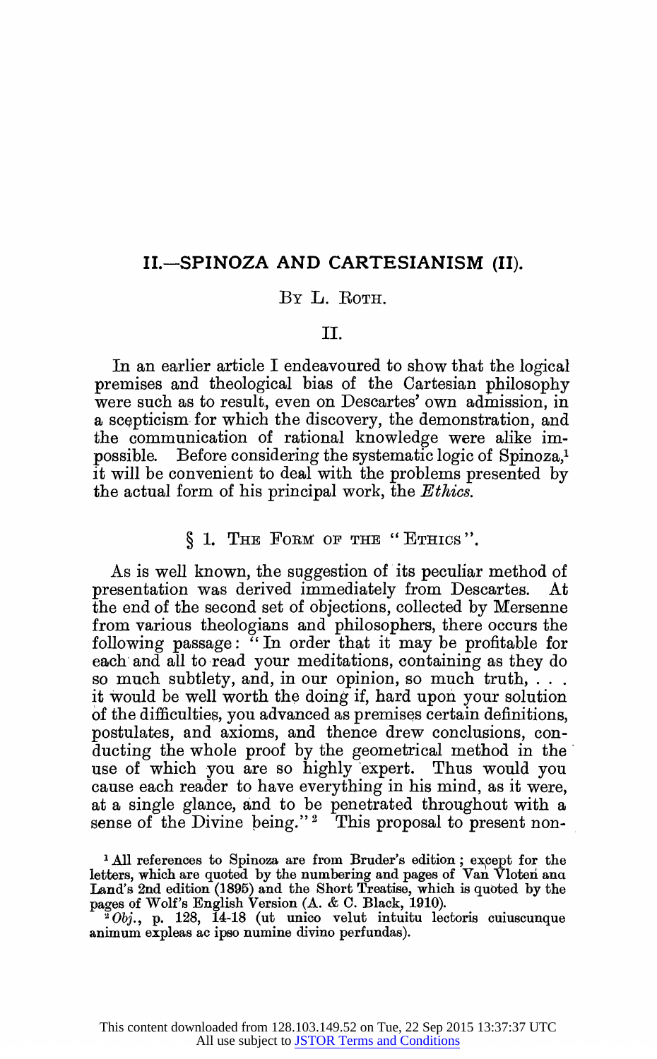## II.—SPINOZA AND CARTESIANISM (II).

BY L. ROTH.

II.

In an earlier article I endeavoured to show that the logical premises and theological bias of the Cartesian philosophy were such as to result, even on Descartes' own admission, in a scepticism for which the discovery, the demonstration, and the communication of rational knowledge were alike impossible. Before considering the systematic logic of Spinoza,[1] it will be convenient to deal with the problems presented by the actual form of his principal work, the *Ethics*.

### § 1. THE FORM OF THE "ETHICS".

As is well known, the suggestion of its peculiar method of presentation was derived immediately from Descartes. At the end of the second set of objections, collected by Mersenne from various theologians and philosophers, there occurs the following passage: "In order that it may be profitable for each and all to read your meditations, containing as they do so much subtlety, and, in our opinion, so much truth, . . . it would be well worth the doing if, hard upon your solution of the difficulties, you advanced as premises certain definitions, postulates, and axioms, and thence drew conclusions, conducting the whole proof by the geometrical method in the use of which you are so highly expert. Thus would you cause each reader to have everything in his mind, as it were, at a single glance, and to be penetrated throughout with a sense of the Divine being."[2] This proposal to present non-

[1] All references to Spinoza are from Bruder's edition; except for the letters, which are quoted by the numbering and pages of Van Vloten and Land's 2nd edition (1895) and the Short Treatise, which is quoted by the pages of Wolf's English Version (A. & C. Black, 1910).

[2] *Obj.*, p. 128, 14-18 (ut unico velut intuitu lectoris cuiuscunque animum expleas ac ipso numine divino perfundas).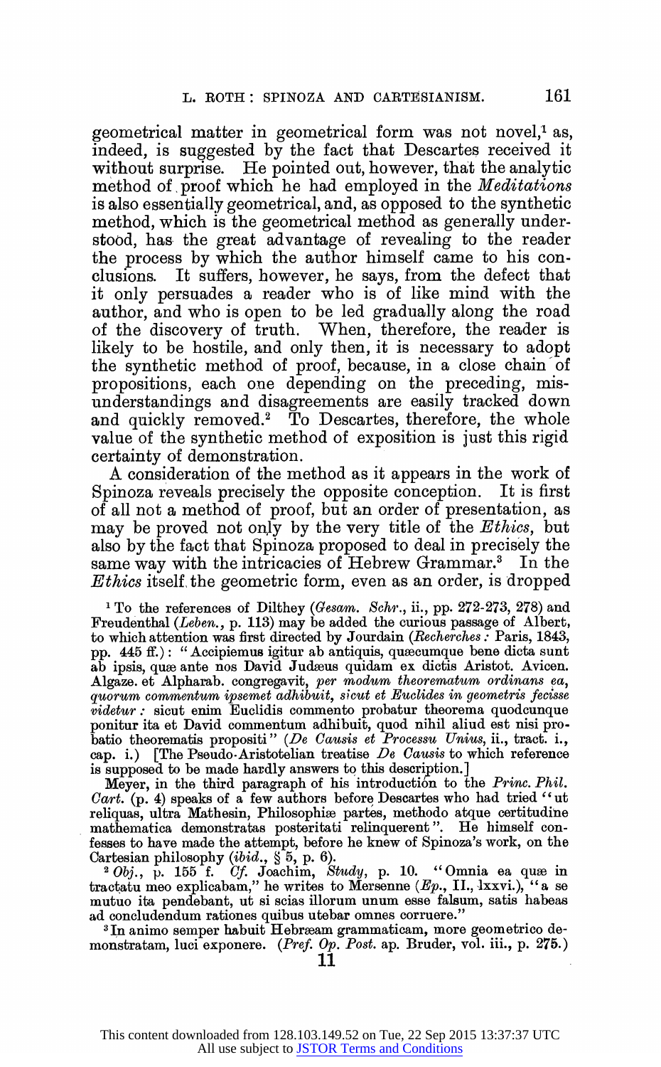geometrical matter in geometrical form was not novel,[1] as, indeed, is suggested by the fact that Descartes received it without surprise. He pointed out, however, that the analytic method of proof which he had employed in the *Meditations* is also essentially geometrical, and, as opposed to the synthetic method, which is the geometrical method as generally understood, has the great advantage of revealing to the reader the process by which the author himself came to his conclusions. It suffers, however, he says, from the defect that it only persuades a reader who is of like mind with the author, and who is open to be led gradually along the road of the discovery of truth. When, therefore, the reader is likely to be hostile, and only then, it is necessary to adopt the synthetic method of proof, because, in a close chain of propositions, each one depending on the preceding, misunderstandings and disagreements are easily tracked down and quickly removed.[2] To Descartes, therefore, the whole value of the synthetic method of exposition is just this rigid certainty of demonstration.

A consideration of the method as it appears in the work of Spinoza reveals precisely the opposite conception. It is first of all not a method of proof, but an order of presentation, as may be proved not only by the very title of the *Ethics*, but also by the fact that Spinoza proposed to deal in precisely the same way with the intricacies of Hebrew Grammar.[3] In the *Ethics* itself the geometric form, even as an order, is dropped

---

[1] To the references of Dilthey (*Gesam. Schr.*, ii., pp. 272-273, 278) and Freudenthal (*Leben.*, p. 113) may be added the curious passage of Albert, to which attention was first directed by Jourdain (*Recherches*: Paris, 1843, pp. 445 ff.): "Accipiemus igitur ab antiquis, quæcumque bene dicta sunt ab ipsis, quæ ante nos David Judæus quidam ex dictis Aristot. Avicen. Algaze. et Alpharab. congregavit, *per modum theorematum ordinans ea, quorum commentum ipsemet adhibuit, sicut et Euclides in geometris fecisse videtur*: sicut enim Euclidis commento probatur theorema quodcunque ponitur ita et David commentum adhibuit, quod nihil aliud est nisi probatio theorematis propositi" (*De Causis et Processu Unius*, ii., tract. i., cap. i.) [The Pseudo-Aristotelian treatise *De Causis* to which reference is supposed to be made hardly answers to this description.]

Meyer, in the third paragraph of his introduction to the *Princ. Phil. Cart.* (p. 4) speaks of a few authors before Descartes who had tried "ut reliquas, ultra Mathesin, Philosophiæ partes, methodo atque certitudine mathematica demonstratas posteritati relinquerent". He himself confesses to have made the attempt, before he knew of Spinoza's work, on the Cartesian philosophy (*ibid.*, § 5, p. 6).

[2] *Obj.*, p. 155 f. *Cf.* Joachim, *Study*, p. 10. "Omnia ea quæ in tractatu meo explicabam," he writes to Mersenne (*Ep.*, II., lxxvi.), "a se mutuo ita pendebant, ut si scias illorum unum esse falsum, satis habeas ad concludendum rationes quibus utebar omnes corruere."

[3] In animo semper habuit Hebræam grammaticam, more geometrico demonstratam, luci exponere. (*Pref. Op. Post.* ap. Bruder, vol. iii., p. 275.)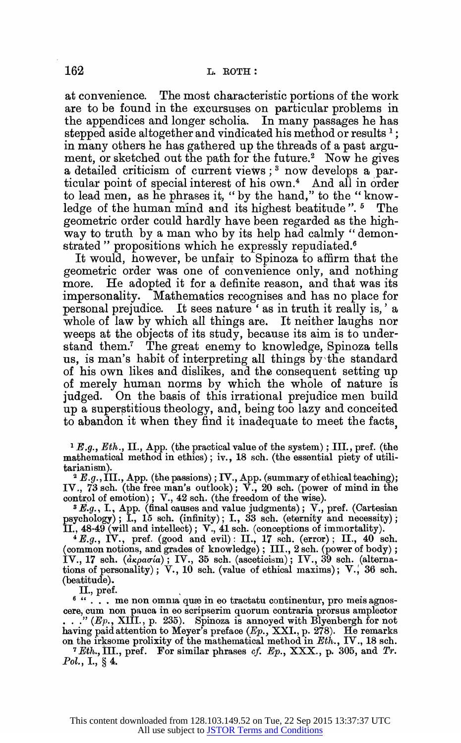at convenience. The most characteristic portions of the work are to be found in the excursuses on particular problems in the appendices and longer scholia. In many passages he has stepped aside altogether and vindicated his method or results [1]; in many others he has gathered up the threads of a past argument, or sketched out the path for the future.[2] Now he gives a detailed criticism of current views; [3] now develops a particular point of special interest of his own.[4] And all in order to lead men, as he phrases it, "by the hand," to the "knowledge of the human mind and its highest beatitude". [5] The geometric order could hardly have been regarded as the highway to truth by a man who by its help had calmly "demonstrated" propositions which he expressly repudiated.[6]

It would, however, be unfair to Spinoza to affirm that the geometric order was one of convenience only, and nothing more. He adopted it for a definite reason, and that was its impersonality. Mathematics recognises and has no place for personal prejudice. It sees nature 'as in truth it really is,' a whole of law by which all things are. It neither laughs nor weeps at the objects of its study, because its aim is to understand them.[7] The great enemy to knowledge, Spinoza tells us, is man's habit of interpreting all things by the standard of his own likes and dislikes, and the consequent setting up of merely human norms by which the whole of nature is judged. On the basis of this irrational prejudice men build up a superstitious theology, and, being too lazy and conceited to abandon it when they find it inadequate to meet the facts,

---

[1] *E.g.*, *Eth.*, II., App. (the practical value of the system); III., pref. (the mathematical method in ethics); iv., 18 sch. (the essential piety of utilitarianism).

[2] *E.g.*, III., App. (the passions); IV., App. (summary of ethical teaching); IV., 73 sch. (the free man's outlook); V., 20 sch. (power of mind in the control of emotion); V., 42 sch. (the freedom of the wise).

[3] *E.g.*, I., App. (final causes and value judgments); V., pref. (Cartesian psychology); I., 15 sch. (infinity); I., 33 sch. (eternity and necessity); II., 48-49 (will and intellect); V., 41 sch. (conceptions of immortality).

[4] *E.g.*, IV., pref. (good and evil): II., 17 sch. (error); II., 40 sch. (common notions, and grades of knowledge); III., 2 sch. (power of body); IV., 17 sch. (ἀκρασία); IV., 35 sch. (asceticism); IV., 39 sch. (alternations of personality); V., 10 sch. (value of ethical maxims); V., 36 sch. (beatitude).

[5] II., pref.

[6] ". . . me non omnia quæ in eo tractatu continentur, pro meis agnoscere, cum non pauca in eo scripserim quorum contraria prorsus amplector . . ." (*Ep.*, XIII., p. 235). Spinoza is annoyed with Blyenbergh for not having paid attention to Meyer's preface (*Ep.*, XXI., p. 278). He remarks on the irksome prolixity of the mathematical method in *Eth.*, IV., 18 sch.

[7] *Eth.*, III., pref. For similar phrases *cf.* *Ep.*, XXX., p. 305, and *Tr. Pol.*, I., § 4.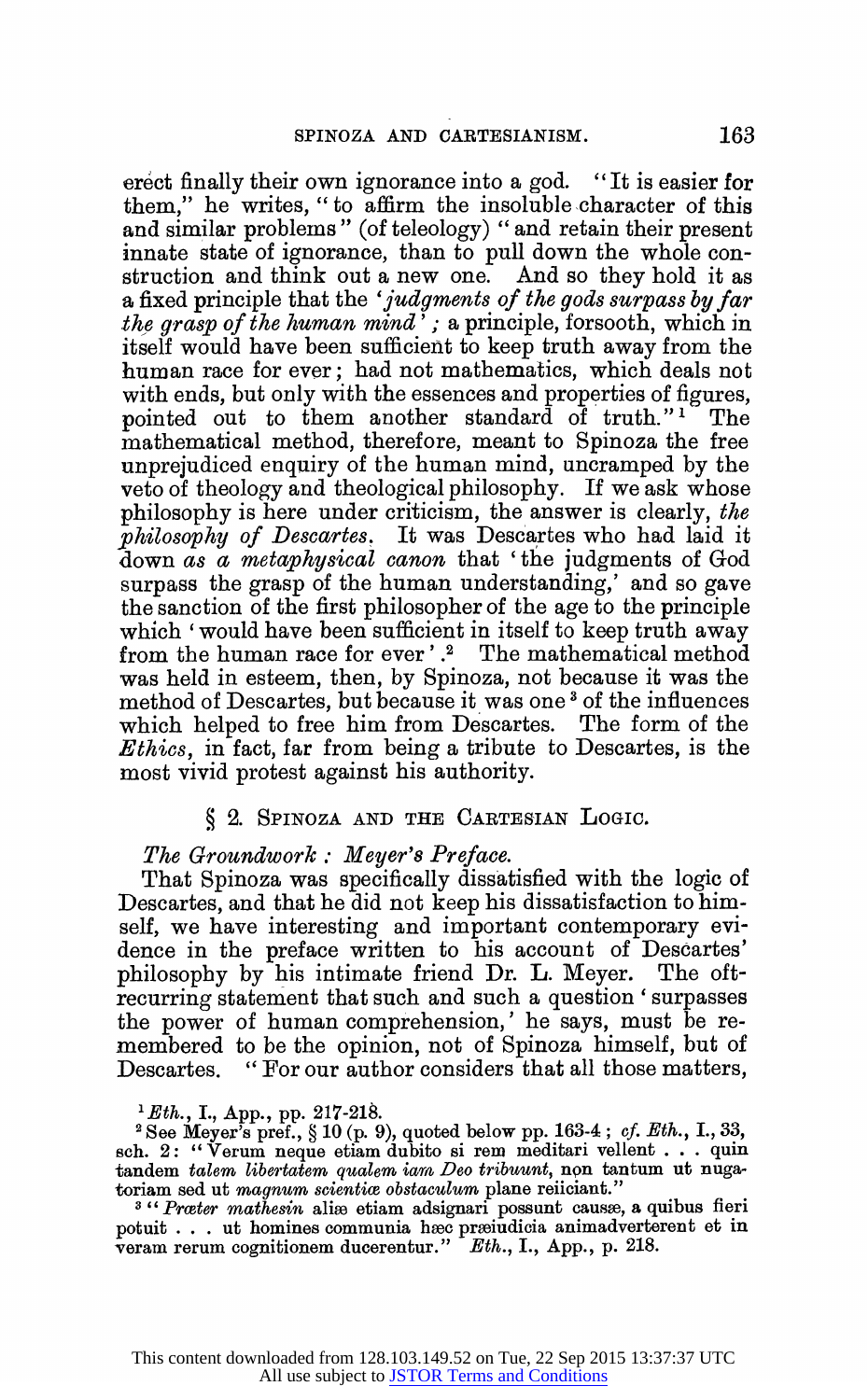erect finally their own ignorance into a god. "It is easier for them," he writes, "to affirm the insoluble character of this and similar problems" (of teleology) "and retain their present innate state of ignorance, than to pull down the whole construction and think out a new one. And so they hold it as a fixed principle that the '*judgments of the gods surpass by far the grasp of the human mind*'; a principle, forsooth, which in itself would have been sufficient to keep truth away from the human race for ever; had not mathematics, which deals not with ends, but only with the essences and properties of figures, pointed out to them another standard of truth."[1] The mathematical method, therefore, meant to Spinoza the free unprejudiced enquiry of the human mind, uncramped by the veto of theology and theological philosophy. If we ask whose philosophy is here under criticism, the answer is clearly, *the philosophy of Descartes*. It was Descartes who had laid it down *as a metaphysical canon* that 'the judgments of God surpass the grasp of the human understanding,' and so gave the sanction of the first philosopher of the age to the principle which 'would have been sufficient in itself to keep truth away from the human race for ever'.[2] The mathematical method was held in esteem, then, by Spinoza, not because it was the method of Descartes, but because it was one[3] of the influences which helped to free him from Descartes. The form of the *Ethics*, in fact, far from being a tribute to Descartes, is the most vivid protest against his authority.

## § 2. Spinoza and the Cartesian Logic.

*The Groundwork: Meyer's Preface.*

That Spinoza was specifically dissatisfied with the logic of Descartes, and that he did not keep his dissatisfaction to himself, we have interesting and important contemporary evidence in the preface written to his account of Descartes' philosophy by his intimate friend Dr. L. Meyer. The oft-recurring statement that such and such a question 'surpasses the power of human comprehension,' he says, must be remembered to be the opinion, not of Spinoza himself, but of Descartes. "For our author considers that all those matters,

---

[1] *Eth.*, I., App., pp. 217-218.

[2] See Meyer's pref., § 10 (p. 9), quoted below pp. 163-4; *cf. Eth.*, I., 33, sch. 2: "Verum neque etiam dubito si rem meditari vellent . . . quin tandem *talem libertatem qualem iam Deo tribuunt*, non tantum ut nugatoriam sed ut *magnum scientiæ obstaculum* plane reiiciant."

[3] "*Præter mathesin* aliæ etiam adsignari possunt causæ, a quibus fieri potuit . . . ut homines communia hæc præiudicia animadverterent et in veram rerum cognitionem ducerentur." *Eth.*, I., App., p. 218.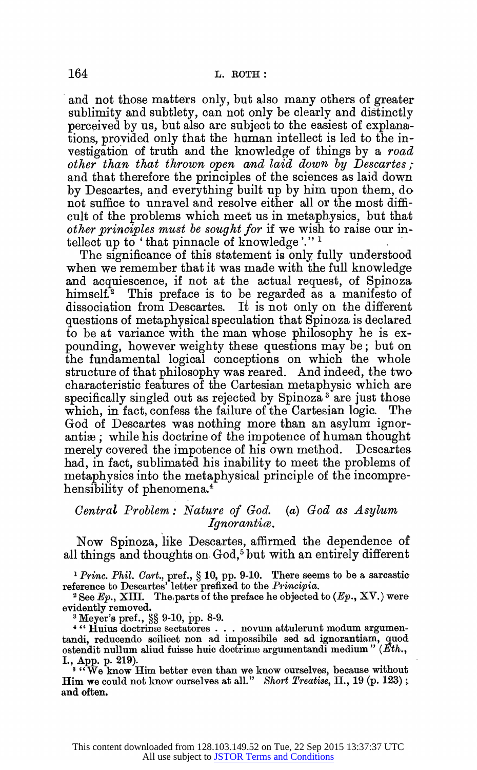and not those matters only, but also many others of greater sublimity and subtlety, can not only be clearly and distinctly perceived by us, but also are subject to the easiest of explanations, provided only that the human intellect is led to the investigation of truth and the knowledge of things by a *road other than that thrown open and laid down by Descartes*; and that therefore the principles of the sciences as laid down by Descartes, and everything built up by him upon them, do not suffice to unravel and resolve either all or the most difficult of the problems which meet us in metaphysics, but that *other principles must be sought for* if we wish to raise our intellect up to 'that pinnacle of knowledge'."[1]

The significance of this statement is only fully understood when we remember that it was made with the full knowledge and acquiescence, if not at the actual request, of Spinoza himself.[2] This preface is to be regarded as a manifesto of dissociation from Descartes. It is not only on the different questions of metaphysical speculation that Spinoza is declared to be at variance with the man whose philosophy he is expounding, however weighty these questions may be; but on the fundamental logical conceptions on which the whole structure of that philosophy was reared. And indeed, the two characteristic features of the Cartesian metaphysic which are specifically singled out as rejected by Spinoza[3] are just those which, in fact, confess the failure of the Cartesian logic. The God of Descartes was nothing more than an asylum ignorantiæ; while his doctrine of the impotence of human thought merely covered the impotence of his own method. Descartes had, in fact, sublimated his inability to meet the problems of metaphysics into the metaphysical principle of the incomprehensibility of phenomena.[4]

### *Central Problem: Nature of God. (a) God as Asylum Ignorantiæ.*

Now Spinoza, like Descartes, affirmed the dependence of all things and thoughts on God,[5] but with an entirely different

[1] *Princ. Phil. Cart.*, pref., § 10, pp. 9-10. There seems to be a sarcastic reference to Descartes' letter prefixed to the *Principia*.

[2] See *Ep.*, XIII. The parts of the preface he objected to (*Ep.*, XV.) were evidently removed.

[3] Meyer's pref., §§ 9-10, pp. 8-9.

[4] "Huius doctrinæ sectatores . . . novum attulerunt modum argumentandi, reducendo scilicet non ad impossibile sed ad ignorantiam, quod ostendit nullum aliud fuisse huic doctrinæ argumentandi medium" (*Eth.*, I., App. p. 219).

[5] "We know Him better even than we know ourselves, because without Him we could not know ourselves at all." *Short Treatise*, II., 19 (p. 123); and often.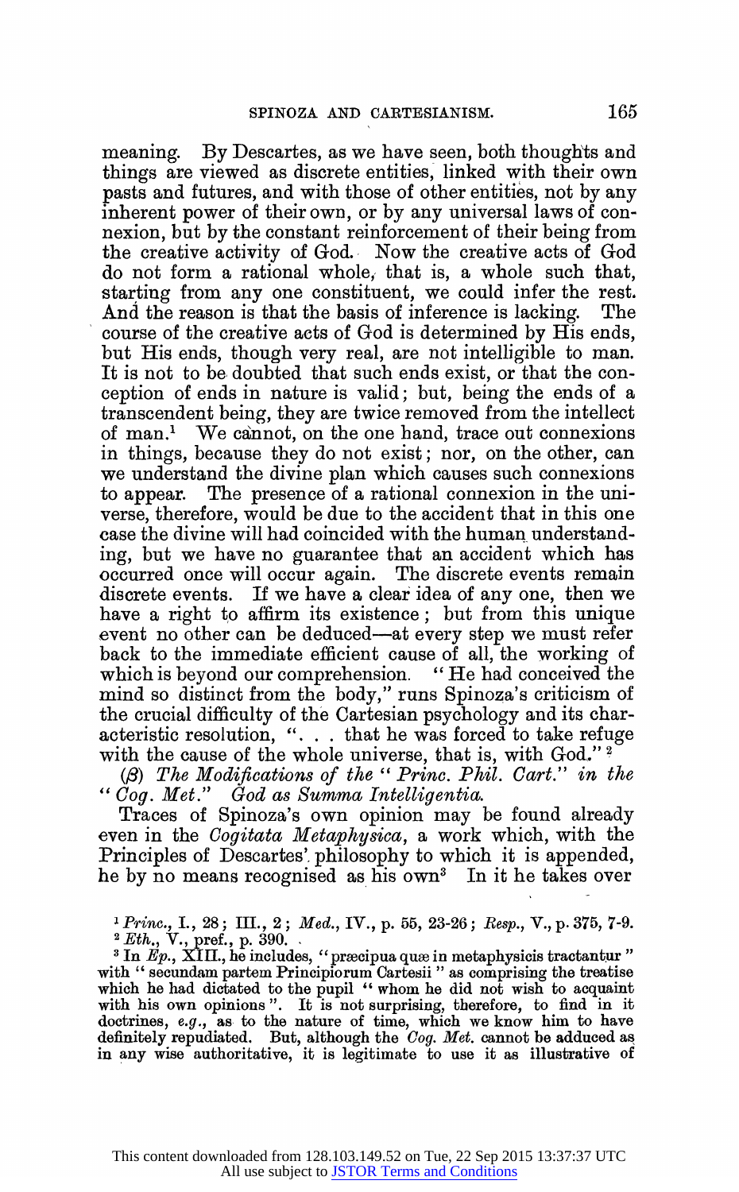meaning. By Descartes, as we have seen, both thoughts and things are viewed as discrete entities, linked with their own pasts and futures, and with those of other entities, not by any inherent power of their own, or by any universal laws of connexion, but by the constant reinforcement of their being from the creative activity of God. Now the creative acts of God do not form a rational whole, that is, a whole such that, starting from any one constituent, we could infer the rest. And the reason is that the basis of inference is lacking. The course of the creative acts of God is determined by His ends, but His ends, though very real, are not intelligible to man. It is not to be doubted that such ends exist, or that the conception of ends in nature is valid; but, being the ends of a transcendent being, they are twice removed from the intellect of man.[1] We cannot, on the one hand, trace out connexions in things, because they do not exist; nor, on the other, can we understand the divine plan which causes such connexions to appear. The presence of a rational connexion in the universe, therefore, would be due to the accident that in this one case the divine will had coincided with the human understanding, but we have no guarantee that an accident which has occurred once will occur again. The discrete events remain discrete events. If we have a clear idea of any one, then we have a right to affirm its existence; but from this unique event no other can be deduced—at every step we must refer back to the immediate efficient cause of all, the working of which is beyond our comprehension. "He had conceived the mind so distinct from the body," runs Spinoza's criticism of the crucial difficulty of the Cartesian psychology and its characteristic resolution, ". . . that he was forced to take refuge with the cause of the whole universe, that is, with God."[2]

(β) *The Modifications of the "Princ. Phil. Cart." in the "Cog. Met." God as Summa Intelligentia.*

Traces of Spinoza's own opinion may be found already even in the *Cogitata Metaphysica*, a work which, with the Principles of Descartes' philosophy to which it is appended, he by no means recognised as his own[3] In it he takes over

[1] *Princ.*, I., 28; III., 2; *Med.*, IV., p. 55, 23-26; *Resp.*, V., p. 375, 7-9.

[2] *Eth.*, V., pref., p. 390.

[3] In *Ep.*, XIII., he includes, "præcipua quæ in metaphysicis tractantur" with "secundam partem Principiorum Cartesii" as comprising the treatise which he had dictated to the pupil "whom he did not wish to acquaint with his own opinions". It is not surprising, therefore, to find in it doctrines, *e.g.*, as to the nature of time, which we know him to have definitely repudiated. But, although the *Cog. Met.* cannot be adduced as in any wise authoritative, it is legitimate to use it as illustrative of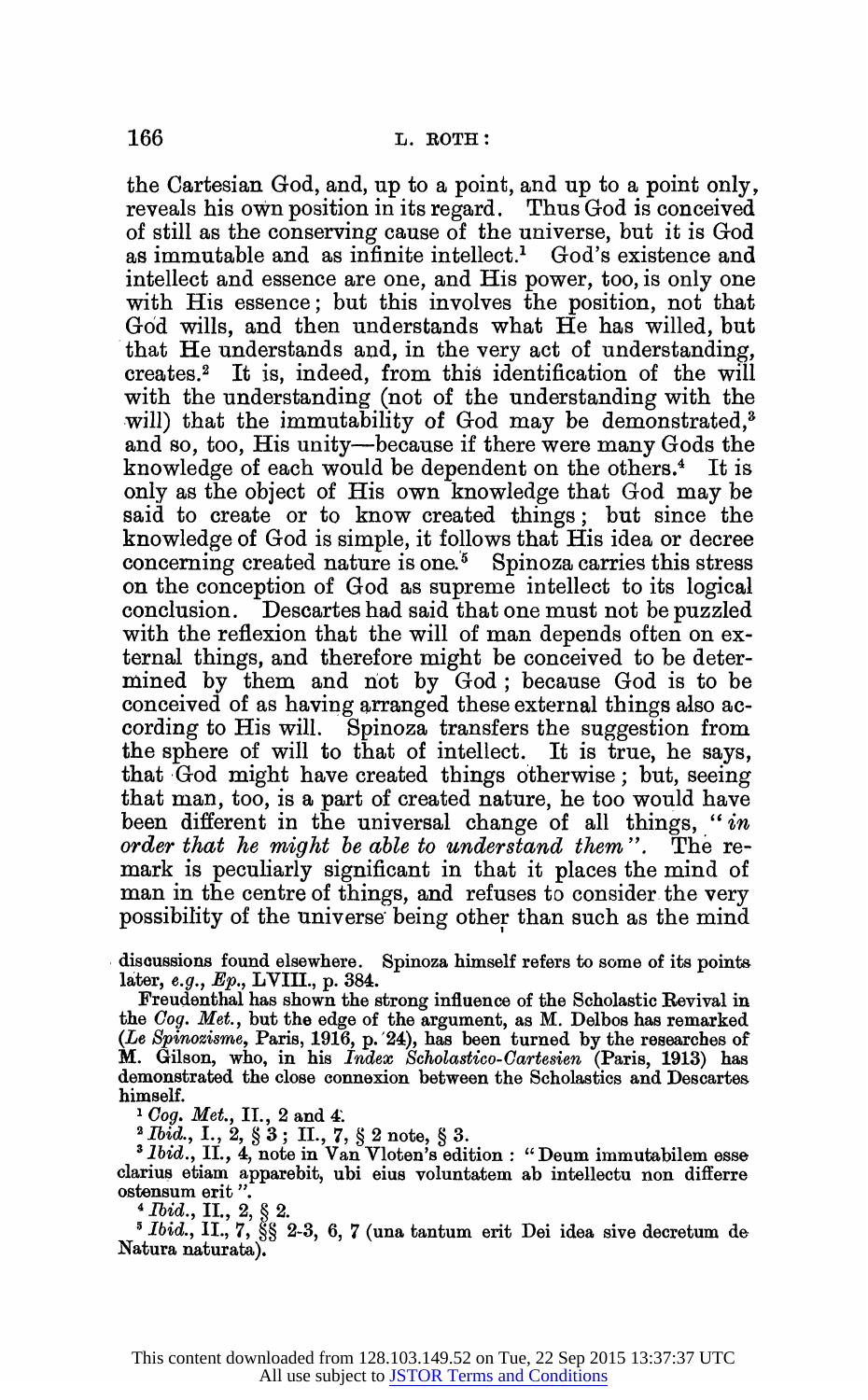the Cartesian God, and, up to a point, and up to a point only, reveals his own position in its regard. Thus God is conceived of still as the conserving cause of the universe, but it is God as immutable and as infinite intellect.[1] God's existence and intellect and essence are one, and His power, too, is only one with His essence; but this involves the position, not that God wills, and then understands what He has willed, but that He understands and, in the very act of understanding, creates.[2] It is, indeed, from this identification of the will with the understanding (not of the understanding with the will) that the immutability of God may be demonstrated,[3] and so, too, His unity—because if there were many Gods the knowledge of each would be dependent on the others.[4] It is only as the object of His own knowledge that God may be said to create or to know created things; but since the knowledge of God is simple, it follows that His idea or decree concerning created nature is one.[5] Spinoza carries this stress on the conception of God as supreme intellect to its logical conclusion. Descartes had said that one must not be puzzled with the reflexion that the will of man depends often on external things, and therefore might be conceived to be determined by them and not by God; because God is to be conceived of as having arranged these external things also according to His will. Spinoza transfers the suggestion from the sphere of will to that of intellect. It is true, he says, that God might have created things otherwise; but, seeing that man, too, is a part of created nature, he too would have been different in the universal change of all things, "*in order that he might be able to understand them*". The remark is peculiarly significant in that it places the mind of man in the centre of things, and refuses to consider the very possibility of the universe being other than such as the mind

discussions found elsewhere. Spinoza himself refers to some of its points later, *e.g.*, *Ep.*, LVIII., p. 384.

Freudenthal has shown the strong influence of the Scholastic Revival in the *Cog. Met.*, but the edge of the argument, as M. Delbos has remarked (*Le Spinozisme*, Paris, 1916, p. 24), has been turned by the researches of M. Gilson, who, in his *Index Scholastico-Cartesien* (Paris, 1913) has demonstrated the close connexion between the Scholastics and Descartes himself.

[1] *Cog. Met.*, II., 2 and 4.

[2] *Ibid.*, I., 2, § 3; II., 7, § 2 note, § 3.

[3] *Ibid.*, II., 4, note in Van Vloten's edition: "Deum immutabilem esse clarius etiam apparebit, ubi eius voluntatem ab intellectu non differre ostensum erit".

[4] *Ibid.*, II., 2, § 2.

[5] *Ibid.*, II., 7, §§ 2-3, 6, 7 (una tantum erit Dei idea sive decretum de Natura naturata).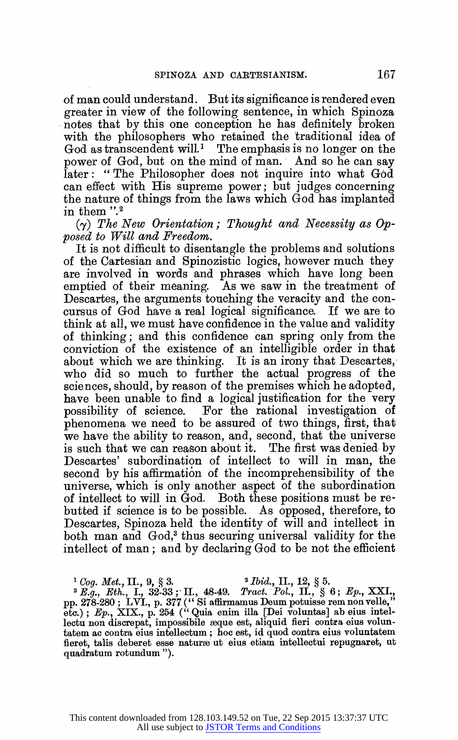of man could understand. But its significance is rendered even greater in view of the following sentence, in which Spinoza notes that by this one conception he has definitely broken with the philosophers who retained the traditional idea of God as transcendent will.[1] The emphasis is no longer on the power of God, but on the mind of man. And so he can say later: "The Philosopher does not inquire into what God can effect with His supreme power; but judges concerning the nature of things from the laws which God has implanted in them".[2]

(γ) *The New Orientation; Thought and Necessity as Opposed to Will and Freedom.*

It is not difficult to disentangle the problems and solutions of the Cartesian and Spinozistic logics, however much they are involved in words and phrases which have long been emptied of their meaning. As we saw in the treatment of Descartes, the arguments touching the veracity and the concursus of God have a real logical significance. If we are to think at all, we must have confidence in the value and validity of thinking; and this confidence can spring only from the conviction of the existence of an intelligible order in that about which we are thinking. It is an irony that Descartes, who did so much to further the actual progress of the sciences, should, by reason of the premises which he adopted, have been unable to find a logical justification for the very possibility of science. For the rational investigation of phenomena we need to be assured of two things, first, that we have the ability to reason, and, second, that the universe is such that we can reason about it. The first was denied by Descartes' subordination of intellect to will in man, the second by his affirmation of the incomprehensibility of the universe, which is only another aspect of the subordination of intellect to will in God. Both these positions must be rebutted if science is to be possible. As opposed, therefore, to Descartes, Spinoza held the identity of will and intellect in both man and God,[3] thus securing universal validity for the intellect of man; and by declaring God to be not the efficient

[1] *Cog. Met.*, II., 9, § 3. [2] *Ibid.*, II., 12, § 5.

[3] *E.g.*, *Eth.*, I., 32-33; II., 48-49. *Tract. Pol.*, II., § 6; *Ep.*, XXI., pp. 278-280; LVI., p. 377 ("Si affirmamus Deum potuisse rem non velle," etc.); *Ep.*, XIX., p. 254 ("Quia enim illa [Dei voluntas] ab eius intellectu non discrepat, impossibile æque est, aliquid fieri contra eius voluntatem ac contra eius intellectum; hoc est, id quod contra eius voluntatem fieret, talis deberet esse naturæ ut eius etiam intellectui repugnaret, ut quadratum rotundum").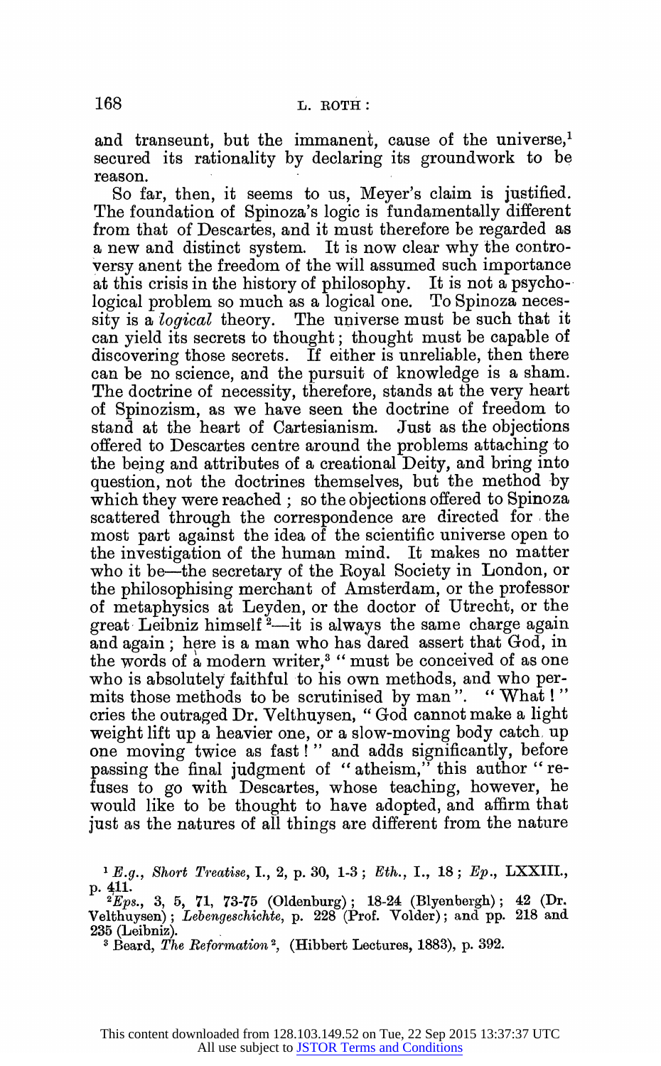and transeunt, but the immanent, cause of the universe,[1] secured its rationality by declaring its groundwork to be reason.

So far, then, it seems to us, Meyer's claim is justified. The foundation of Spinoza's logic is fundamentally different from that of Descartes, and it must therefore be regarded as a new and distinct system. It is now clear why the controversy anent the freedom of the will assumed such importance at this crisis in the history of philosophy. It is not a psychological problem so much as a logical one. To Spinoza necessity is a *logical* theory. The universe must be such that it can yield its secrets to thought; thought must be capable of discovering those secrets. If either is unreliable, then there can be no science, and the pursuit of knowledge is a sham. The doctrine of necessity, therefore, stands at the very heart of Spinozism, as we have seen the doctrine of freedom to stand at the heart of Cartesianism. Just as the objections offered to Descartes centre around the problems attaching to the being and attributes of a creational Deity, and bring into question, not the doctrines themselves, but the method by which they were reached; so the objections offered to Spinoza scattered through the correspondence are directed for the most part against the idea of the scientific universe open to the investigation of the human mind. It makes no matter who it be—the secretary of the Royal Society in London, or the philosophising merchant of Amsterdam, or the professor of metaphysics at Leyden, or the doctor of Utrecht, or the great Leibniz himself[2]—it is always the same charge again and again; here is a man who has dared assert that God, in the words of a modern writer,[3] "must be conceived of as one who is absolutely faithful to his own methods, and who permits those methods to be scrutinised by man". "What!" cries the outraged Dr. Velthuysen, "God cannot make a light weight lift up a heavier one, or a slow-moving body catch up one moving twice as fast!" and adds significantly, before passing the final judgment of "atheism," this author "refuses to go with Descartes, whose teaching, however, he would like to be thought to have adopted, and affirm that just as the natures of all things are different from the nature

---

[1] *E.g.*, *Short Treatise*, I., 2, p. 30, 1-3; *Eth.*, I., 18; *Ep.*, LXXIII., p. 411.

[2] *Eps.*, 3, 5, 71, 73-75 (Oldenburg); 18-24 (Blyenbergh); 42 (Dr. Velthuysen); *Lebengeschichte*, p. 228 (Prof. Volder); and pp. 218 and 235 (Leibniz).

[3] Beard, *The Reformation*[2], (Hibbert Lectures, 1883), p. 392.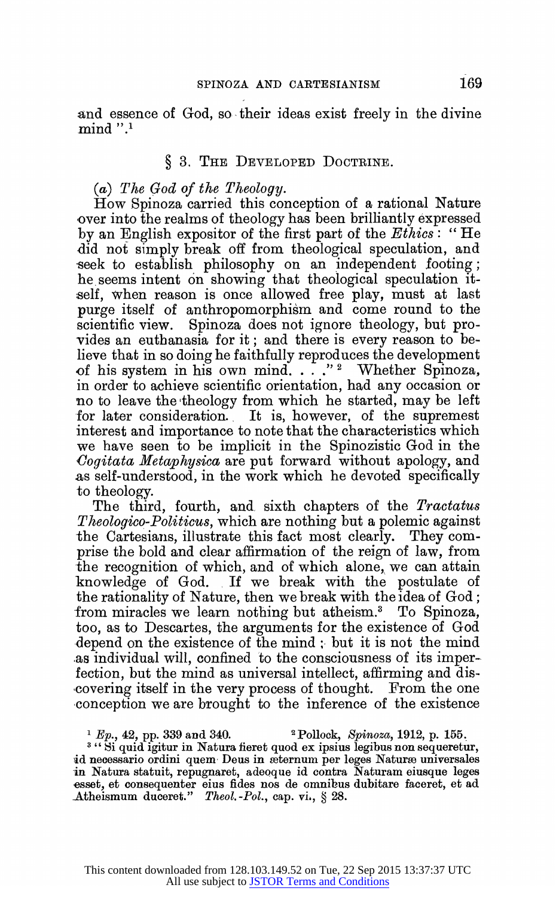and essence of God, so their ideas exist freely in the divine mind ".[1]

## § 3. The Developed Doctrine.

### (a) *The God of the Theology.*

How Spinoza carried this conception of a rational Nature over into the realms of theology has been brilliantly expressed by an English expositor of the first part of the *Ethics*: " He did not simply break off from theological speculation, and seek to establish philosophy on an independent footing; he seems intent on showing that theological speculation itself, when reason is once allowed free play, must at last purge itself of anthropomorphism and come round to the scientific view. Spinoza does not ignore theology, but provides an euthanasia for it; and there is every reason to believe that in so doing he faithfully reproduces the development of his system in his own mind. . . ."[2] Whether Spinoza, in order to achieve scientific orientation, had any occasion or no to leave the theology from which he started, may be left for later consideration. It is, however, of the supremest interest and importance to note that the characteristics which we have seen to be implicit in the Spinozistic God in the *Cogitata Metaphysica* are put forward without apology, and as self-understood, in the work which he devoted specifically to theology.

The third, fourth, and sixth chapters of the *Tractatus Theologico-Politicus*, which are nothing but a polemic against the Cartesians, illustrate this fact most clearly. They comprise the bold and clear affirmation of the reign of law, from the recognition of which, and of which alone, we can attain knowledge of God. If we break with the postulate of the rationality of Nature, then we break with the idea of God; from miracles we learn nothing but atheism.[3] To Spinoza, too, as to Descartes, the arguments for the existence of God depend on the existence of the mind; but it is not the mind as individual will, confined to the consciousness of its imperfection, but the mind as universal intellect, affirming and discovering itself in the very process of thought. From the one conception we are brought to the inference of the existence

---

[1] *Ep.*, 42, pp. 339 and 340.

[2] Pollock, *Spinoza*, 1912, p. 155.

[3] " Si quid igitur in Natura fieret quod ex ipsius legibus non sequeretur, id necessario ordini quem Deus in æternum per leges Naturæ universales in Natura statuit, repugnaret, adeoque id contra Naturam eiusque leges esset, et consequenter eius fides nos de omnibus dubitare faceret, et ad Atheismum duceret." *Theol.-Pol.*, cap. vi., § 28.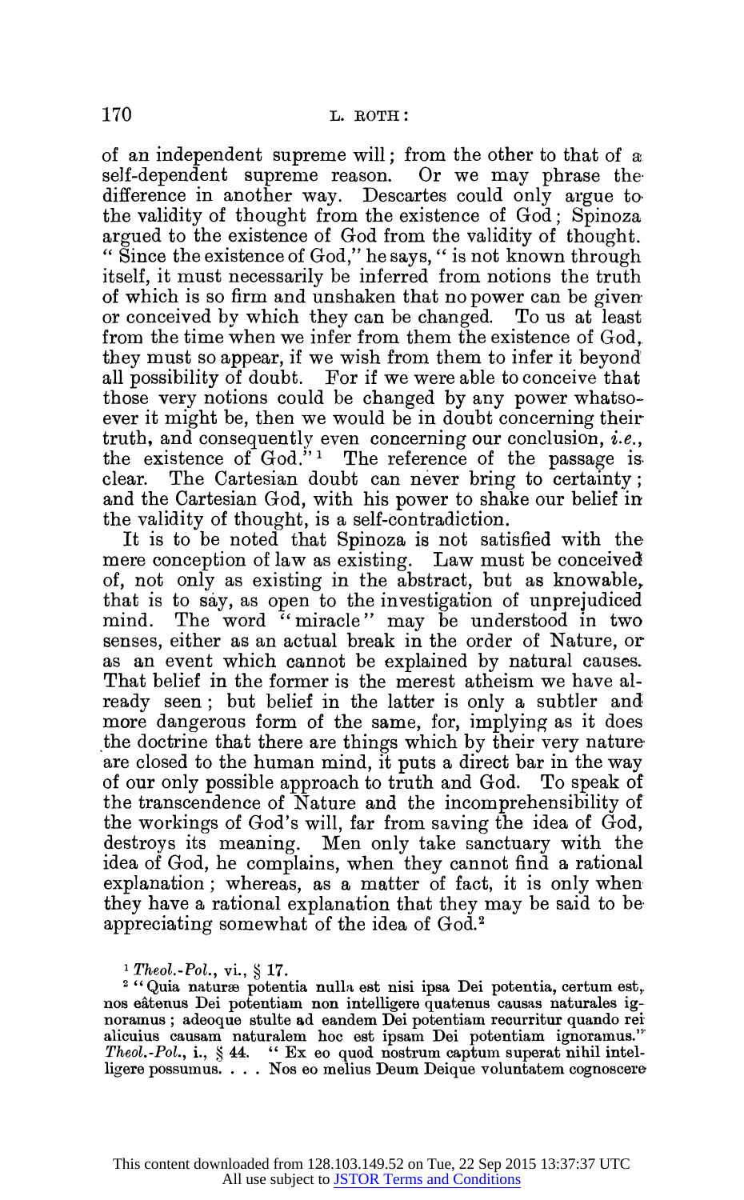of an independent supreme will; from the other to that of a self-dependent supreme reason. Or we may phrase the difference in another way. Descartes could only argue to the validity of thought from the existence of God; Spinoza argued to the existence of God from the validity of thought. "Since the existence of God," he says, "is not known through itself, it must necessarily be inferred from notions the truth of which is so firm and unshaken that no power can be given or conceived by which they can be changed. To us at least from the time when we infer from them the existence of God, they must so appear, if we wish from them to infer it beyond all possibility of doubt. For if we were able to conceive that those very notions could be changed by any power whatsoever it might be, then we would be in doubt concerning their truth, and consequently even concerning our conclusion, *i.e.*, the existence of God."[1] The reference of the passage is clear. The Cartesian doubt can never bring to certainty; and the Cartesian God, with his power to shake our belief in the validity of thought, is a self-contradiction.

It is to be noted that Spinoza is not satisfied with the mere conception of law as existing. Law must be conceived of, not only as existing in the abstract, but as knowable, that is to say, as open to the investigation of unprejudiced mind. The word "miracle" may be understood in two senses, either as an actual break in the order of Nature, or as an event which cannot be explained by natural causes. That belief in the former is the merest atheism we have already seen; but belief in the latter is only a subtler and more dangerous form of the same, for, implying as it does the doctrine that there are things which by their very nature are closed to the human mind, it puts a direct bar in the way of our only possible approach to truth and God. To speak of the transcendence of Nature and the incomprehensibility of the workings of God's will, far from saving the idea of God, destroys its meaning. Men only take sanctuary with the idea of God, he complains, when they cannot find a rational explanation; whereas, as a matter of fact, it is only when they have a rational explanation that they may be said to be appreciating somewhat of the idea of God.[2]

[1] *Theol.-Pol.*, vi., § 17.

[2] "Quia naturæ potentia nulla est nisi ipsa Dei potentia, certum est, nos eâtenus Dei potentiam non intelligere quatenus causas naturales ignoramus; adeoque stulte ad eandem Dei potentiam recurritur quando rei alicuius causam naturalem hoc est ipsam Dei potentiam ignoramus." *Theol.-Pol.*, i., § 44. "Ex eo quod nostrum captum superat nihil intelligere possumus. . . . Nos eo melius Deum Deique voluntatem cognoscere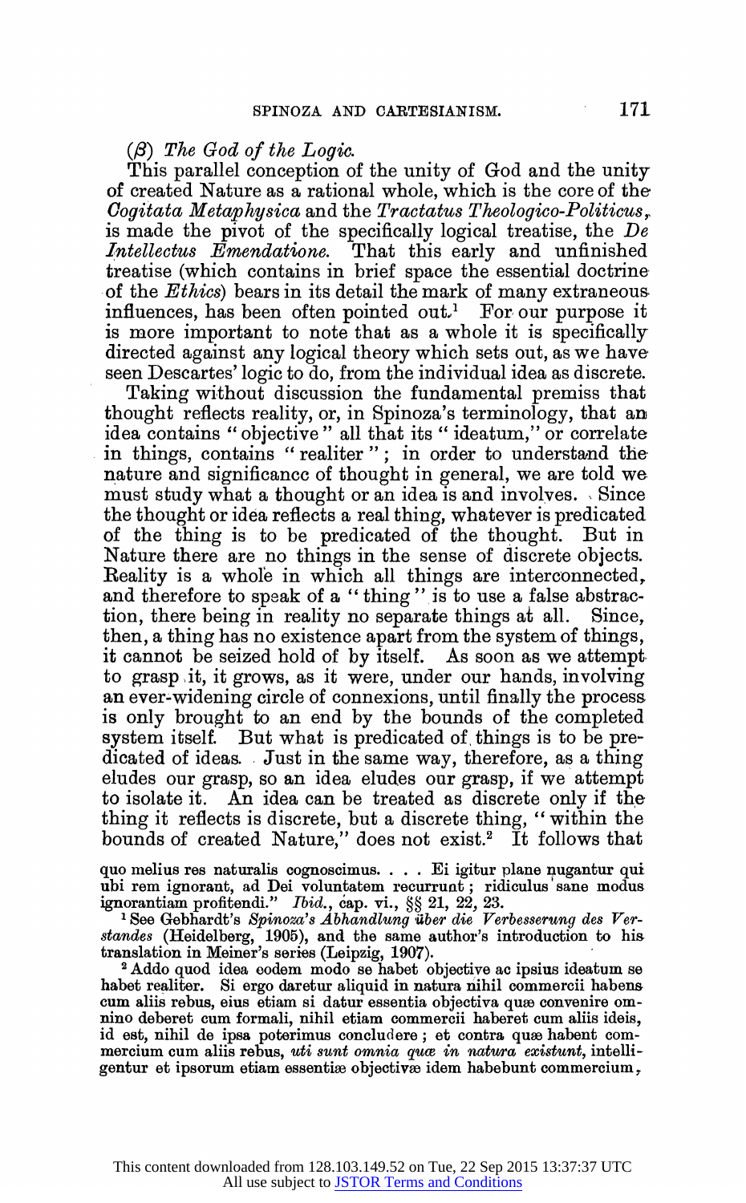(β) *The God of the Logic.*

This parallel conception of the unity of God and the unity of created Nature as a rational whole, which is the core of the *Cogitata Metaphysica* and the *Tractatus Theologico-Politicus*, is made the pivot of the specifically logical treatise, the *De Intellectus Emendatione.* That this early and unfinished treatise (which contains in brief space the essential doctrine of the *Ethics*) bears in its detail the mark of many extraneous influences, has been often pointed out.[1] For our purpose it is more important to note that as a whole it is specifically directed against any logical theory which sets out, as we have seen Descartes' logic to do, from the individual idea as discrete.

Taking without discussion the fundamental premiss that thought reflects reality, or, in Spinoza's terminology, that an idea contains "objective" all that its "ideatum," or correlate in things, contains "realiter"; in order to understand the nature and significance of thought in general, we are told we must study what a thought or an idea is and involves. Since the thought or idea reflects a real thing, whatever is predicated of the thing is to be predicated of the thought. But in Nature there are no things in the sense of discrete objects. Reality is a whole in which all things are interconnected, and therefore to speak of a "thing" is to use a false abstraction, there being in reality no separate things at all. Since, then, a thing has no existence apart from the system of things, it cannot be seized hold of by itself. As soon as we attempt to grasp it, it grows, as it were, under our hands, involving an ever-widening circle of connexions, until finally the process is only brought to an end by the bounds of the completed system itself. But what is predicated of things is to be predicated of ideas. Just in the same way, therefore, as a thing eludes our grasp, so an idea eludes our grasp, if we attempt to isolate it. An idea can be treated as discrete only if the thing it reflects is discrete, but a discrete thing, "within the bounds of created Nature," does not exist.[2] It follows that

quo melius res naturalis cognoscimus. . . . Ei igitur plane nugantur qui ubi rem ignorant, ad Dei voluntatem recurrunt; ridiculus sane modus ignorantiam profitendi." *Ibid.*, cap. vi., §§ 21, 22, 23.

[1] See Gebhardt's *Spinoza's Abhandlung über die Verbesserung des Verstandes* (Heidelberg, 1905), and the same author's introduction to his translation in Meiner's series (Leipzig, 1907).

[2] Addo quod idea eodem modo se habet objective ac ipsius ideatum se habet realiter. Si ergo daretur aliquid in natura nihil commercii habens cum aliis rebus, eius etiam si datur essentia objectiva quæ convenire omnino deberet cum formali, nihil etiam commercii haberet cum aliis ideis, id est, nihil de ipsa poterimus concludere; et contra quæ habent commercium cum aliis rebus, *uti sunt omnia quæ in natura existunt*, intelligentur et ipsorum etiam essentiæ objectivæ idem habebunt commercium,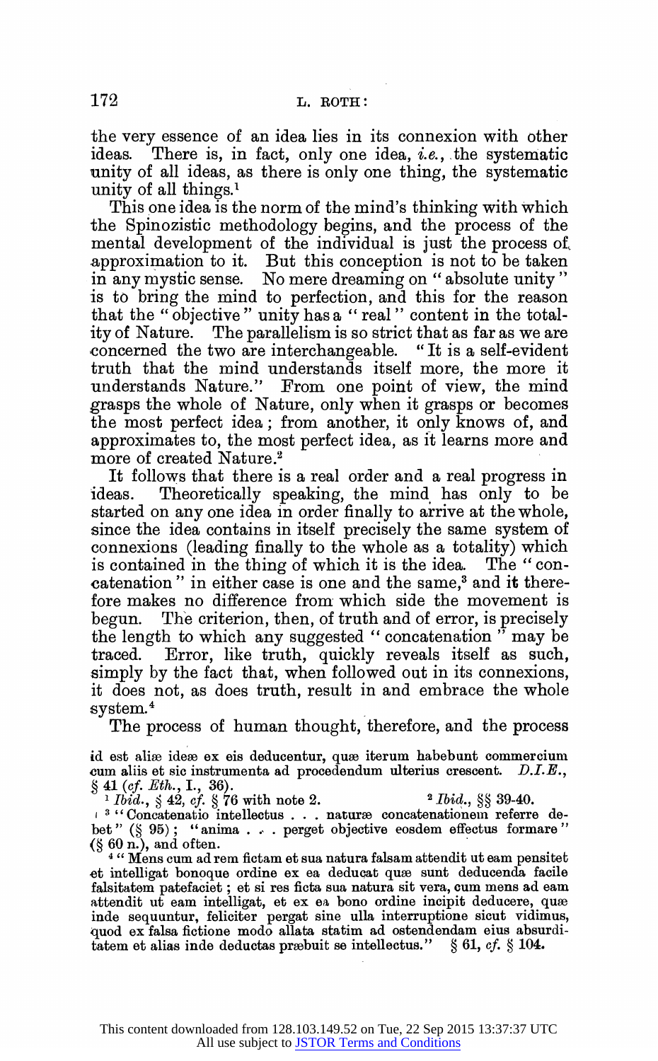the very essence of an idea lies in its connexion with other ideas. There is, in fact, only one idea, *i.e.*, the systematic unity of all ideas, as there is only one thing, the systematic unity of all things.[1]

This one idea is the norm of the mind's thinking with which the Spinozistic methodology begins, and the process of the mental development of the individual is just the process of approximation to it. But this conception is not to be taken in any mystic sense. No mere dreaming on "absolute unity" is to bring the mind to perfection, and this for the reason that the "objective" unity has a "real" content in the totality of Nature. The parallelism is so strict that as far as we are concerned the two are interchangeable. "It is a self-evident truth that the mind understands itself more, the more it understands Nature." From one point of view, the mind grasps the whole of Nature, only when it grasps or becomes the most perfect idea; from another, it only knows of, and approximates to, the most perfect idea, as it learns more and more of created Nature.[2]

It follows that there is a real order and a real progress in ideas. Theoretically speaking, the mind has only to be started on any one idea in order finally to arrive at the whole, since the idea contains in itself precisely the same system of connexions (leading finally to the whole as a totality) which is contained in the thing of which it is the idea. The "concatenation" in either case is one and the same,[3] and it therefore makes no difference from which side the movement is begun. The criterion, then, of truth and of error, is precisely the length to which any suggested "concatenation" may be traced. Error, like truth, quickly reveals itself as such, simply by the fact that, when followed out in its connexions, it does not, as does truth, result in and embrace the whole system.[4]

The process of human thought, therefore, and the process

---

id est aliæ ideæ ex eis deducentur, quæ iterum habebunt commercium cum aliis et sic instrumenta ad procedendum ulterius crescent. *D.I.E.*, § 41 (*cf. Eth.*, I., 36).

[1] *Ibid.*, § 42, *cf.* § 76 with note 2.

[2] *Ibid.*, §§ 39-40.

[3] "Concatenatio intellectus . . . naturæ concatenationem referre debet" (§ 95); "anima . . . perget objective eosdem effectus formare" (§ 60 n.), and often.

[4] "Mens cum ad rem fictam et sua natura falsam attendit ut eam pensitet et intelligat bonoque ordine ex ea deducat quæ sunt deducenda facile falsitatem patefaciet; et si res ficta sua natura sit vera, cum mens ad eam attendit ut eam intelligat, et ex ea bono ordine incipit deducere, quæ inde sequuntur, feliciter pergat sine ulla interruptione sicut vidimus, quod ex falsa fictione modo allata statim ad ostendendam eius absurditatem et alias inde deductas præbuit se intellectus." § 61, *cf.* § 104.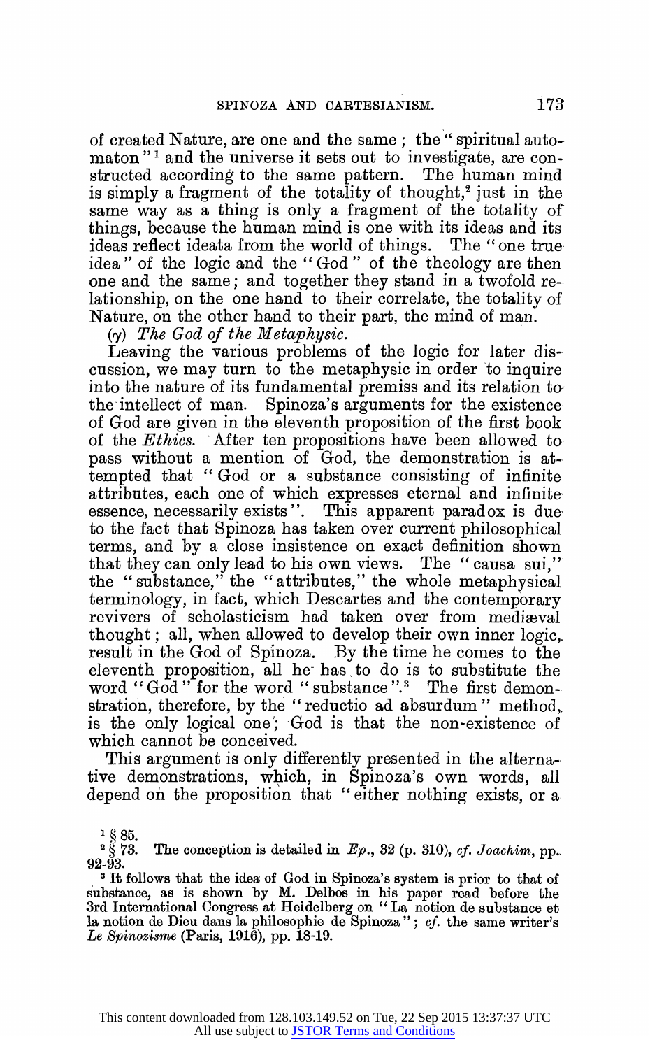of created Nature, are one and the same; the "spiritual automaton"[1] and the universe it sets out to investigate, are constructed according to the same pattern. The human mind is simply a fragment of the totality of thought,[2] just in the same way as a thing is only a fragment of the totality of things, because the human mind is one with its ideas and its ideas reflect ideata from the world of things. The "one true idea" of the logic and the "God" of the theology are then one and the same; and together they stand in a twofold relationship, on the one hand to their correlate, the totality of Nature, on the other hand to their part, the mind of man.

(γ) *The God of the Metaphysic.*

Leaving the various problems of the logic for later discussion, we may turn to the metaphysic in order to inquire into the nature of its fundamental premiss and its relation to the intellect of man. Spinoza's arguments for the existence of God are given in the eleventh proposition of the first book of the *Ethics*. After ten propositions have been allowed to pass without a mention of God, the demonstration is attempted that "God or a substance consisting of infinite attributes, each one of which expresses eternal and infinite essence, necessarily exists". This apparent paradox is due to the fact that Spinoza has taken over current philosophical terms, and by a close insistence on exact definition shown that they can only lead to his own views. The "causa sui," the "substance," the "attributes," the whole metaphysical terminology, in fact, which Descartes and the contemporary revivers of scholasticism had taken over from mediæval thought; all, when allowed to develop their own inner logic, result in the God of Spinoza. By the time he comes to the eleventh proposition, all he has to do is to substitute the word "God" for the word "substance".[3] The first demonstration, therefore, by the "reductio ad absurdum" method, is the only logical one; God is that the non-existence of which cannot be conceived.

This argument is only differently presented in the alternative demonstrations, which, in Spinoza's own words, all depend on the proposition that "either nothing exists, or a

[1] § 85.

[2] § 73. The conception is detailed in *Ep.*, 32 (p. 310), *cf. Joachim*, pp. 92-93.

[3] It follows that the idea of God in Spinoza's system is prior to that of substance, as is shown by M. Delbos in his paper read before the 3rd International Congress at Heidelberg on "La notion de substance et la notion de Dieu dans la philosophie de Spinoza"; *cf.* the same writer's *Le Spinozisme* (Paris, 1916), pp. 18-19.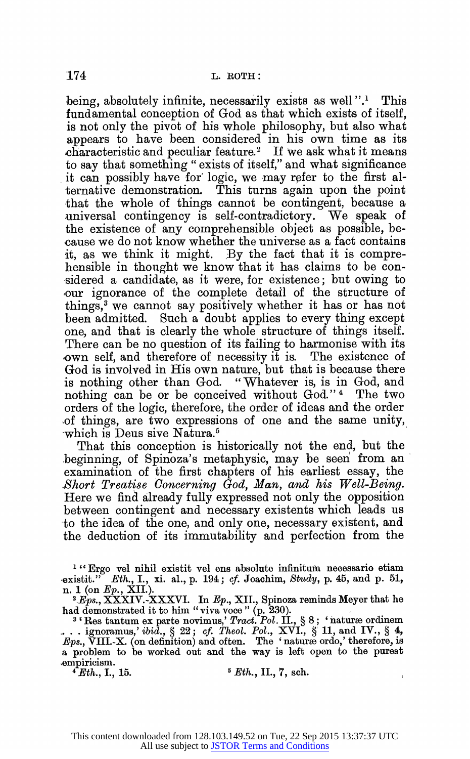being, absolutely infinite, necessarily exists as well".[1] This fundamental conception of God as that which exists of itself, is not only the pivot of his whole philosophy, but also what appears to have been considered in his own time as its characteristic and peculiar feature.[2] If we ask what it means to say that something "exists of itself," and what significance it can possibly have for logic, we may refer to the first alternative demonstration. This turns again upon the point that the whole of things cannot be contingent, because a universal contingency is self-contradictory. We speak of the existence of any comprehensible object as possible, because we do not know whether the universe as a fact contains it, as we think it might. By the fact that it is comprehensible in thought we know that it has claims to be considered a candidate, as it were, for existence; but owing to our ignorance of the complete detail of the structure of things,[3] we cannot say positively whether it has or has not been admitted. Such a doubt applies to every thing except one, and that is clearly the whole structure of things itself. There can be no question of its failing to harmonise with its own self, and therefore of necessity it is. The existence of God is involved in His own nature, but that is because there is nothing other than God. "Whatever is, is in God, and nothing can be or be conceived without God."[4] The two orders of the logic, therefore, the order of ideas and the order of things, are two expressions of one and the same unity, which is Deus sive Natura.[5]

That this conception is historically not the end, but the beginning, of Spinoza's metaphysic, may be seen from an examination of the first chapters of his earliest essay, the *Short Treatise Concerning God, Man, and his Well-Being*. Here we find already fully expressed not only the opposition between contingent and necessary existents which leads us to the idea of the one, and only one, necessary existent, and the deduction of its immutability and perfection from the

---

[1] "Ergo vel nihil existit vel ens absolute infinitum necessario etiam existit." *Eth.*, I., xi. al., p. 194; *cf.* Joachim, *Study*, p. 45, and p. 51, n. 1 (on *Ep.*, XII.).

[2] *Eps.*, XXXIV.-XXXVI. In *Ep.*, XII., Spinoza reminds Meyer that he had demonstrated it to him "viva voce" (p. 230).

[3] 'Res tantum ex parte novimus,' *Tract. Pol.* II., § 8; 'naturæ ordinem . . . ignoramus,' *ibid.*, § 22; *cf.* *Theol. Pol.*, XVI., § 11, and IV., § 4, *Eps.*, VIII.-X. (on definition) and often. The 'naturæ ordo,' therefore, is a problem to be worked out and the way is left open to the purest empiricism.

[4] *Eth.*, I., 15.

[5] *Eth.*, II., 7, sch.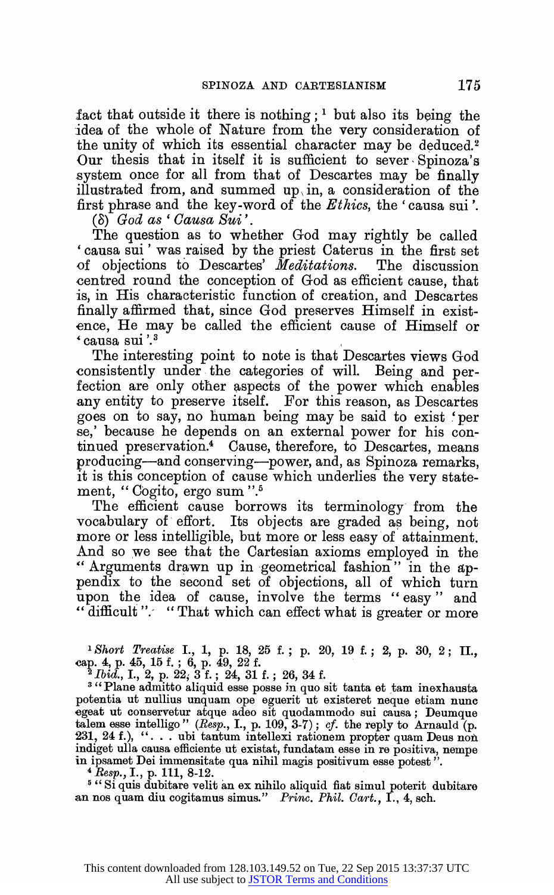fact that outside it there is nothing ; [1] but also its being the idea of the whole of Nature from the very consideration of the unity of which its essential character may be deduced.[2] Our thesis that in itself it is sufficient to sever Spinoza's system once for all from that of Descartes may be finally illustrated from, and summed up in, a consideration of the first phrase and the key-word of the *Ethics*, the 'causa sui'.

(δ) *God as 'Causa Sui'.*

The question as to whether God may rightly be called 'causa sui' was raised by the priest Caterus in the first set of objections to Descartes' *Meditations*. The discussion centred round the conception of God as efficient cause, that is, in His characteristic function of creation, and Descartes finally affirmed that, since God preserves Himself in existence, He may be called the efficient cause of Himself or 'causa sui'.[3]

The interesting point to note is that Descartes views God consistently under the categories of will. Being and perfection are only other aspects of the power which enables any entity to preserve itself. For this reason, as Descartes goes on to say, no human being may be said to exist 'per se,' because he depends on an external power for his continued preservation.[4] Cause, therefore, to Descartes, means producing—and conserving—power, and, as Spinoza remarks, it is this conception of cause which underlies the very statement, "Cogito, ergo sum".[5]

The efficient cause borrows its terminology from the vocabulary of effort. Its objects are graded as being, not more or less intelligible, but more or less easy of attainment. And so we see that the Cartesian axioms employed in the "Arguments drawn up in geometrical fashion" in the appendix to the second set of objections, all of which turn upon the idea of cause, involve the terms "easy" and "difficult". "That which can effect what is greater or more

[1] *Short Treatise* I., 1, p. 18, 25 f. ; p. 20, 19 f. ; 2, p. 30, 2 ; II., cap. 4, p. 45, 15 f. ; 6, p. 49, 22 f.

[2] *Ibid.*, I., 2, p. 22, 3 f. ; 24, 31 f. ; 26, 34 f.

[3] "Plane admitto aliquid esse posse in quo sit tanta et tam inexhausta potentia ut nullius unquam ope eguerit ut existeret neque etiam nunc egeat ut conservetur atque adeo sit quodammodo sui causa ; Deumque talem esse intelligo" (*Resp.*, I., p. 109, 3-7) ; *cf.* the reply to Arnauld (p. 231, 24 f.), ". . . ubi tantum intellexi rationem propter quam Deus non indiget ulla causa efficiente ut existat, fundatam esse in re positiva, nempe in ipsamet Dei immensitate qua nihil magis positivum esse potest".

[4] *Resp.*, I., p. 111, 8-12.

[5] "Si quis dubitare velit an ex nihilo aliquid fiat simul poterit dubitare an nos quam diu cogitamus simus." *Princ. Phil. Cart.*, I., 4, sch.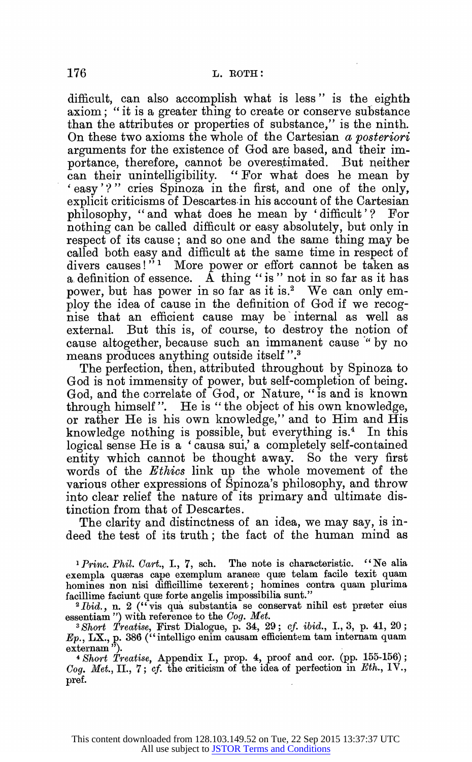difficult, can also accomplish what is less" is the eighth axiom; "it is a greater thing to create or conserve substance than the attributes or properties of substance," is the ninth. On these two axioms the whole of the Cartesian *a posteriori* arguments for the existence of God are based, and their importance, therefore, cannot be overestimated. But neither can their unintelligibility. "For what does he mean by 'easy'?" cries Spinoza in the first, and one of the only, explicit criticisms of Descartes in his account of the Cartesian philosophy, "and what does he mean by 'difficult'? For nothing can be called difficult or easy absolutely, but only in respect of its cause; and so one and the same thing may be called both easy and difficult at the same time in respect of divers causes!"[1] More power or effort cannot be taken as a definition of essence. A thing "is" not in so far as it has power, but has power in so far as it is.[2] We can only employ the idea of cause in the definition of God if we recognise that an efficient cause may be internal as well as external. But this is, of course, to destroy the notion of cause altogether, because such an immanent cause "by no means produces anything outside itself".[3]

The perfection, then, attributed throughout by Spinoza to God is not immensity of power, but self-completion of being. God, and the correlate of God, or Nature, "is and is known through himself". He is "the object of his own knowledge, or rather He is his own knowledge," and to Him and His knowledge nothing is possible, but everything is.[4] In this logical sense He is a 'causa sui,' a completely self-contained entity which cannot be thought away. So the very first words of the *Ethics* link up the whole movement of the various other expressions of Spinoza's philosophy, and throw into clear relief the nature of its primary and ultimate distinction from that of Descartes.

The clarity and distinctness of an idea, we may say, is indeed the test of its truth; the fact of the human mind as

---

[1] *Princ. Phil. Cart.*, I., 7, sch. The note is characteristic. "Ne alia exempla quæras cape exemplum araneæ quæ telam facile texit quam homines non nisi difficillime texerent; homines contra quam plurima facillime faciunt quæ forte angelis impossibilia sunt."

[2] *Ibid.*, n. 2 ("vis quà substantia se conservat nihil est præter eius essentiam") with reference to the *Cog. Met.*

[3] *Short Treatise*, First Dialogue, p. 34, 29; *cf. ibid.*, I., 3, p. 41, 20; *Ep.*, LX., p. 386 ("intelligo enim causam efficientem tam internam quam externam").

[4] *Short Treatise*, Appendix I., prop. 4, proof and cor. (pp. 155-156); *Cog. Met.*, II., 7; *cf.* the criticism of the idea of perfection in *Eth.*, IV., pref.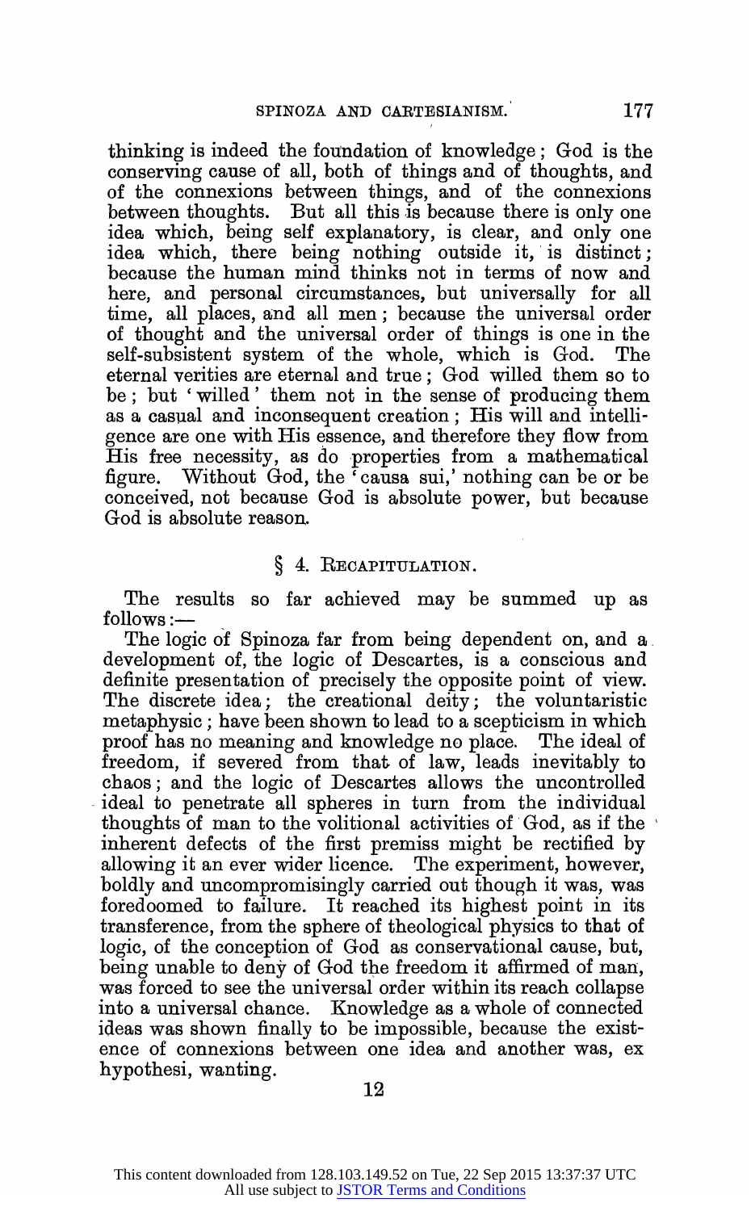thinking is indeed the foundation of knowledge; God is the conserving cause of all, both of things and of thoughts, and of the connexions between things, and of the connexions between thoughts. But all this is because there is only one idea which, being self explanatory, is clear, and only one idea which, there being nothing outside it, is distinct; because the human mind thinks not in terms of now and here, and personal circumstances, but universally for all time, all places, and all men; because the universal order of thought and the universal order of things is one in the self-subsistent system of the whole, which is God. The eternal verities are eternal and true; God willed them so to be; but 'willed' them not in the sense of producing them as a casual and inconsequent creation; His will and intelligence are one with His essence, and therefore they flow from His free necessity, as do properties from a mathematical figure. Without God, the 'causa sui,' nothing can be or be conceived, not because God is absolute power, but because God is absolute reason.

## § 4. Recapitulation.

The results so far achieved may be summed up as follows:—

The logic of Spinoza far from being dependent on, and a development of, the logic of Descartes, is a conscious and definite presentation of precisely the opposite point of view. The discrete idea; the creational deity; the voluntaristic metaphysic; have been shown to lead to a scepticism in which proof has no meaning and knowledge no place. The ideal of freedom, if severed from that of law, leads inevitably to chaos; and the logic of Descartes allows the uncontrolled ideal to penetrate all spheres in turn from the individual thoughts of man to the volitional activities of God, as if the inherent defects of the first premiss might be rectified by allowing it an ever wider licence. The experiment, however, boldly and uncompromisingly carried out though it was, was foredoomed to failure. It reached its highest point in its transference, from the sphere of theological physics to that of logic, of the conception of God as conservational cause, but, being unable to deny of God the freedom it affirmed of man, was forced to see the universal order within its reach collapse into a universal chance. Knowledge as a whole of connected ideas was shown finally to be impossible, because the existence of connexions between one idea and another was, ex hypothesi, wanting.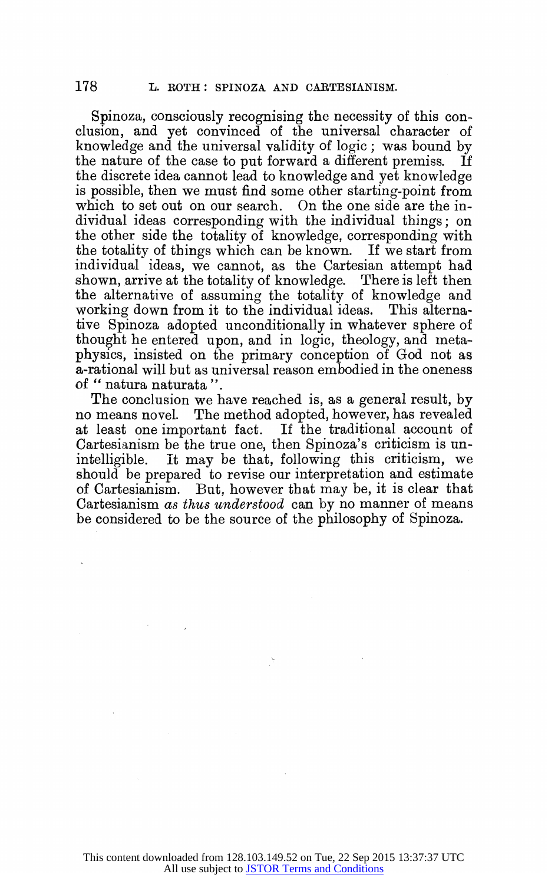Spinoza, consciously recognising the necessity of this conclusion, and yet convinced of the universal character of knowledge and the universal validity of logic; was bound by the nature of the case to put forward a different premiss. If the discrete idea cannot lead to knowledge and yet knowledge is possible, then we must find some other starting-point from which to set out on our search. On the one side are the individual ideas corresponding with the individual things; on the other side the totality of knowledge, corresponding with the totality of things which can be known. If we start from individual ideas, we cannot, as the Cartesian attempt had shown, arrive at the totality of knowledge. There is left then the alternative of assuming the totality of knowledge and working down from it to the individual ideas. This alternative Spinoza adopted unconditionally in whatever sphere of thought he entered upon, and in logic, theology, and metaphysics, insisted on the primary conception of God not as a-rational will but as universal reason embodied in the oneness of "natura naturata".

The conclusion we have reached is, as a general result, by no means novel. The method adopted, however, has revealed at least one important fact. If the traditional account of Cartesianism be the true one, then Spinoza's criticism is unintelligible. It may be that, following this criticism, we should be prepared to revise our interpretation and estimate of Cartesianism. But, however that may be, it is clear that Cartesianism *as thus understood* can by no manner of means be considered to be the source of the philosophy of Spinoza.